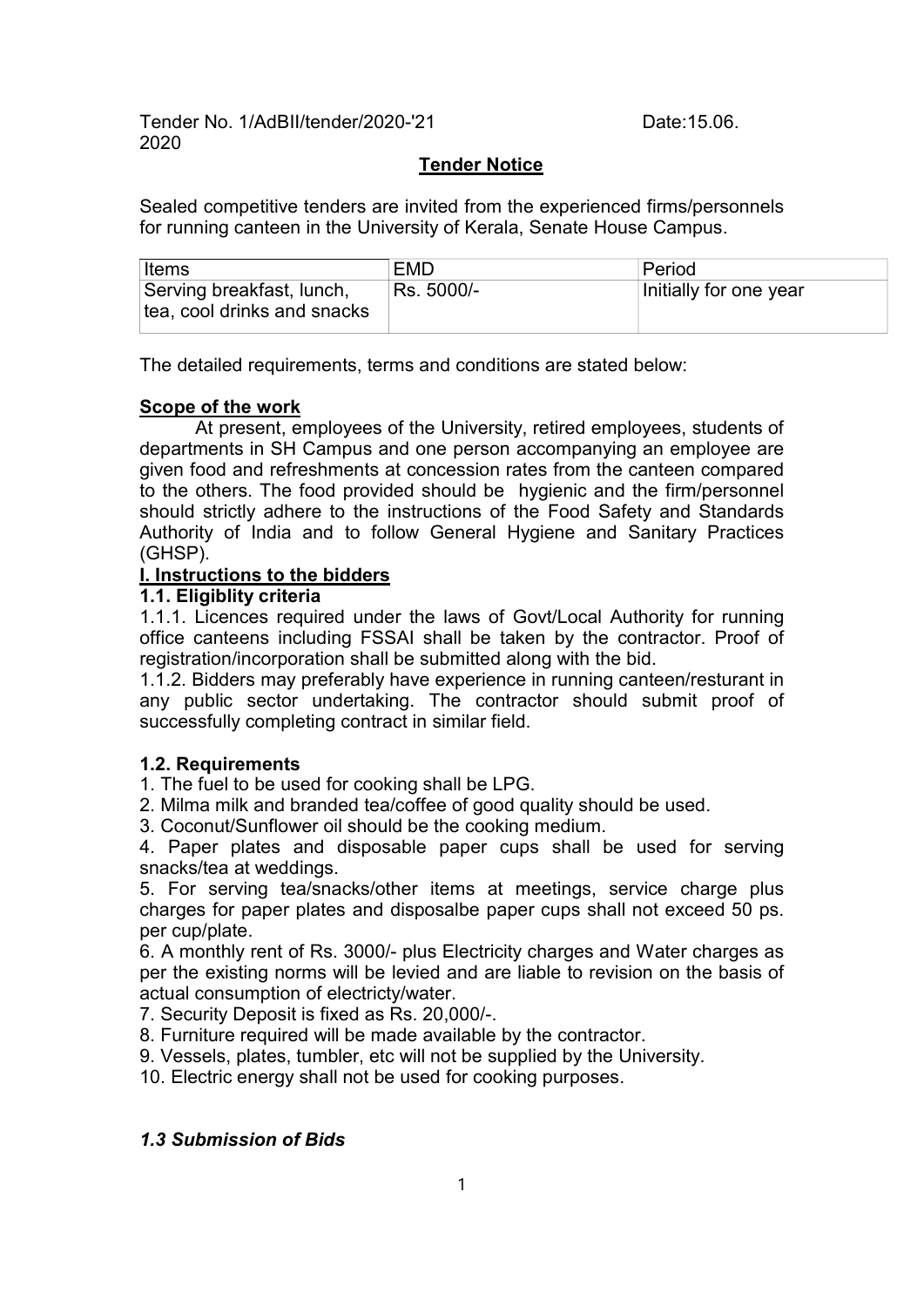Tender No. 1/AdBII/tender/2020-'21 Date:15.06. 2020

**Tender Notice**

Sealed competitive tenders are invited from the experienced firms/personnels for running canteen in the University of Kerala, Senate House Campus.

| Items | EMD | Period |
|---|---|---|
| Serving breakfast, lunch, tea, cool drinks and snacks | Rs. 5000/- | Initially for one year |

The detailed requirements, terms and conditions are stated below:

**Scope of the work**

At present, employees of the University, retired employees, students of departments in SH Campus and one person accompanying an employee are given food and refreshments at concession rates from the canteen compared to the others. The food provided should be hygienic and the firm/personnel should strictly adhere to the instructions of the Food Safety and Standards Authority of India and to follow General Hygiene and Sanitary Practices (GHSP).

**I. Instructions to the bidders**

**1.1. Eligiblity criteria**

1.1.1. Licences required under the laws of Govt/Local Authority for running office canteens including FSSAI shall be taken by the contractor. Proof of registration/incorporation shall be submitted along with the bid.

1.1.2. Bidders may preferably have experience in running canteen/resturant in any public sector undertaking. The contractor should submit proof of successfully completing contract in similar field.

**1.2. Requirements**

1. The fuel to be used for cooking shall be LPG.
2. Milma milk and branded tea/coffee of good quality should be used.
3. Coconut/Sunflower oil should be the cooking medium.
4. Paper plates and disposable paper cups shall be used for serving snacks/tea at weddings.
5. For serving tea/snacks/other items at meetings, service charge plus charges for paper plates and disposalbe paper cups shall not exceed 50 ps. per cup/plate.
6. A monthly rent of Rs. 3000/- plus Electricity charges and Water charges as per the existing norms will be levied and are liable to revision on the basis of actual consumption of electricty/water.
7. Security Deposit is fixed as Rs. 20,000/-.
8. Furniture required will be made available by the contractor.
9. Vessels, plates, tumbler, etc will not be supplied by the University.
10. Electric energy shall not be used for cooking purposes.

***1.3 Submission of Bids***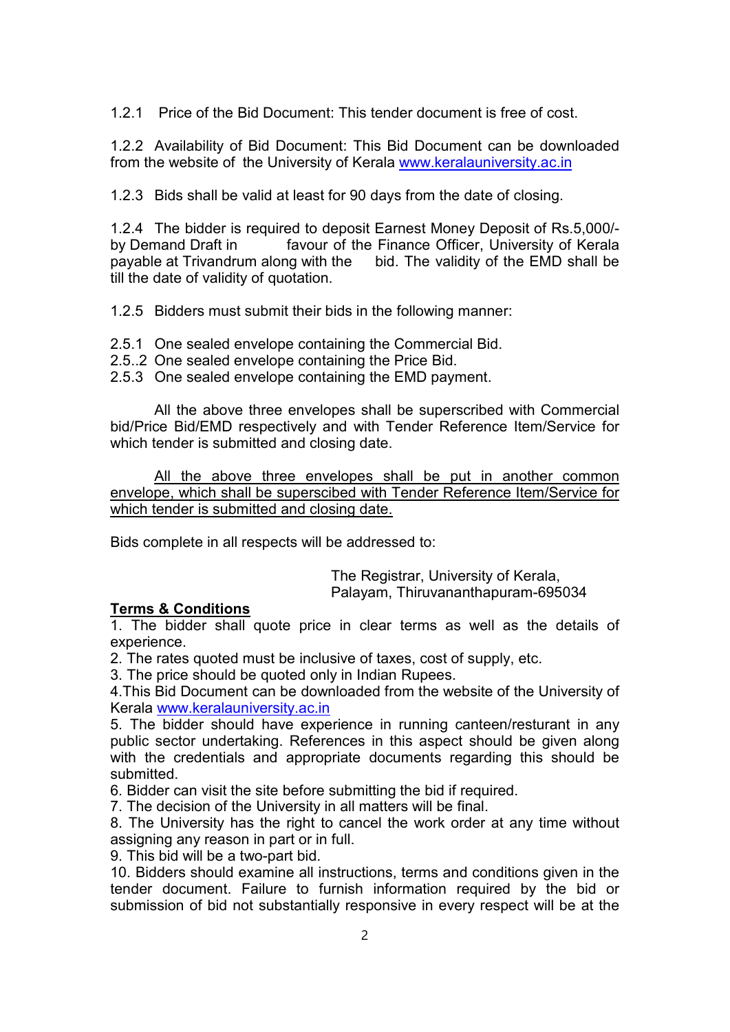1.2.1 Price of the Bid Document: This tender document is free of cost.

1.2.2 Availability of Bid Document: This Bid Document can be downloaded from the website of the University of Kerala www.keralauniversity.ac.in

1.2.3 Bids shall be valid at least for 90 days from the date of closing.

1.2.4 The bidder is required to deposit Earnest Money Deposit of Rs.5,000/- by Demand Draft in favour of the Finance Officer, University of Kerala payable at Trivandrum along with the bid. The validity of the EMD shall be till the date of validity of quotation.

1.2.5 Bidders must submit their bids in the following manner:

2.5.1 One sealed envelope containing the Commercial Bid.
2.5..2 One sealed envelope containing the Price Bid.
2.5.3 One sealed envelope containing the EMD payment.

All the above three envelopes shall be superscribed with Commercial bid/Price Bid/EMD respectively and with Tender Reference Item/Service for which tender is submitted and closing date.

<u>All the above three envelopes shall be put in another common envelope, which shall be superscibed with Tender Reference Item/Service for which tender is submitted and closing date.</u>

Bids complete in all respects will be addressed to:

The Registrar, University of Kerala,
Palayam, Thiruvananthapuram-695034

**<u>Terms & Conditions</u>**

1. The bidder shall quote price in clear terms as well as the details of experience.
2. The rates quoted must be inclusive of taxes, cost of supply, etc.
3. The price should be quoted only in Indian Rupees.
4. This Bid Document can be downloaded from the website of the University of Kerala www.keralauniversity.ac.in
5. The bidder should have experience in running canteen/resturant in any public sector undertaking. References in this aspect should be given along with the credentials and appropriate documents regarding this should be submitted.
6. Bidder can visit the site before submitting the bid if required.
7. The decision of the University in all matters will be final.
8. The University has the right to cancel the work order at any time without assigning any reason in part or in full.
9. This bid will be a two-part bid.
10. Bidders should examine all instructions, terms and conditions given in the tender document. Failure to furnish information required by the bid or submission of bid not substantially responsive in every respect will be at the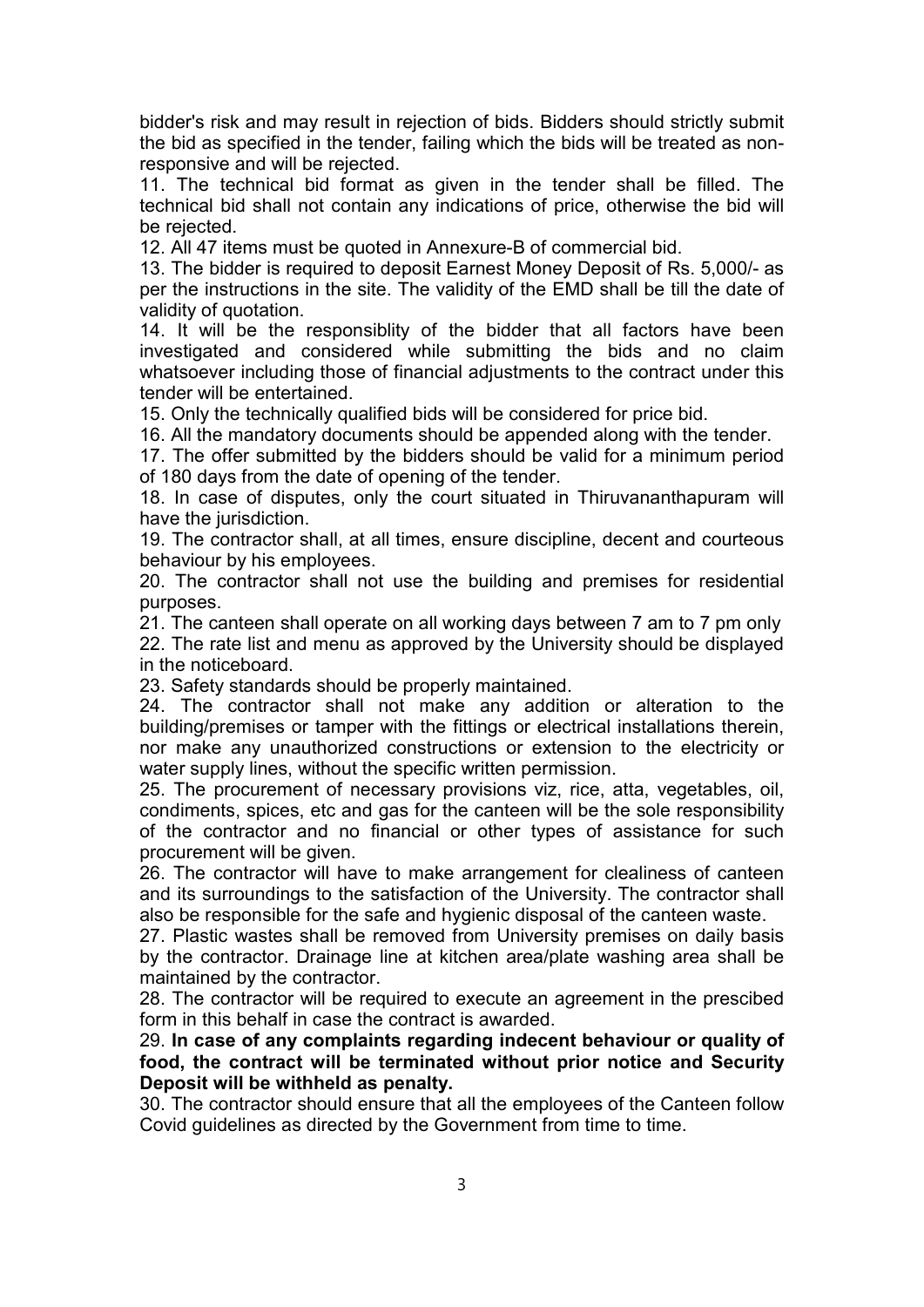bidder's risk and may result in rejection of bids. Bidders should strictly submit the bid as specified in the tender, failing which the bids will be treated as non-responsive and will be rejected.

11. The technical bid format as given in the tender shall be filled. The technical bid shall not contain any indications of price, otherwise the bid will be rejected.

12. All 47 items must be quoted in Annexure-B of commercial bid.

13. The bidder is required to deposit Earnest Money Deposit of Rs. 5,000/- as per the instructions in the site. The validity of the EMD shall be till the date of validity of quotation.

14. It will be the responsiblity of the bidder that all factors have been investigated and considered while submitting the bids and no claim whatsoever including those of financial adjustments to the contract under this tender will be entertained.

15. Only the technically qualified bids will be considered for price bid.

16. All the mandatory documents should be appended along with the tender.

17. The offer submitted by the bidders should be valid for a minimum period of 180 days from the date of opening of the tender.

18. In case of disputes, only the court situated in Thiruvananthapuram will have the jurisdiction.

19. The contractor shall, at all times, ensure discipline, decent and courteous behaviour by his employees.

20. The contractor shall not use the building and premises for residential purposes.

21. The canteen shall operate on all working days between 7 am to 7 pm only

22. The rate list and menu as approved by the University should be displayed in the noticeboard.

23. Safety standards should be properly maintained.

24. The contractor shall not make any addition or alteration to the building/premises or tamper with the fittings or electrical installations therein, nor make any unauthorized constructions or extension to the electricity or water supply lines, without the specific written permission.

25. The procurement of necessary provisions viz, rice, atta, vegetables, oil, condiments, spices, etc and gas for the canteen will be the sole responsibility of the contractor and no financial or other types of assistance for such procurement will be given.

26. The contractor will have to make arrangement for clealiness of canteen and its surroundings to the satisfaction of the University. The contractor shall also be responsible for the safe and hygienic disposal of the canteen waste.

27. Plastic wastes shall be removed from University premises on daily basis by the contractor. Drainage line at kitchen area/plate washing area shall be maintained by the contractor.

28. The contractor will be required to execute an agreement in the prescibed form in this behalf in case the contract is awarded.

29. **In case of any complaints regarding indecent behaviour or quality of food, the contract will be terminated without prior notice and Security Deposit will be withheld as penalty.**

30. The contractor should ensure that all the employees of the Canteen follow Covid guidelines as directed by the Government from time to time.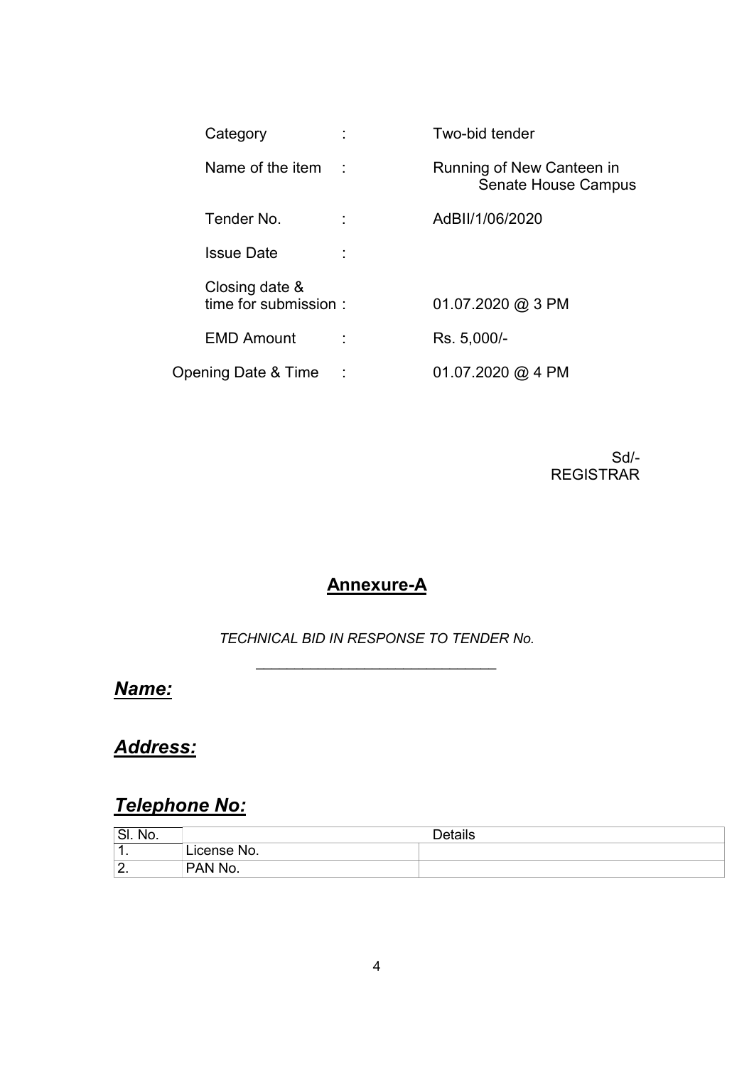| | | |
|---|---|---|
| Category | : | Two-bid tender |
| Name of the item | : | Running of New Canteen in Senate House Campus |
| Tender No. | : | AdBII/1/06/2020 |
| Issue Date | : | |
| Closing date & time for submission | : | 01.07.2020 @ 3 PM |
| EMD Amount | : | Rs. 5,000/- |
| Opening Date & Time | : | 01.07.2020 @ 4 PM |

Sd/-
REGISTRAR

## Annexure-A

*TECHNICAL BID IN RESPONSE TO TENDER No.*

______________________________

***Name:***

***Address:***

***Telephone No:***

| Sl. No. | | Details |
|---|---|---|
| 1. | License No. | |
| 2. | PAN No. | |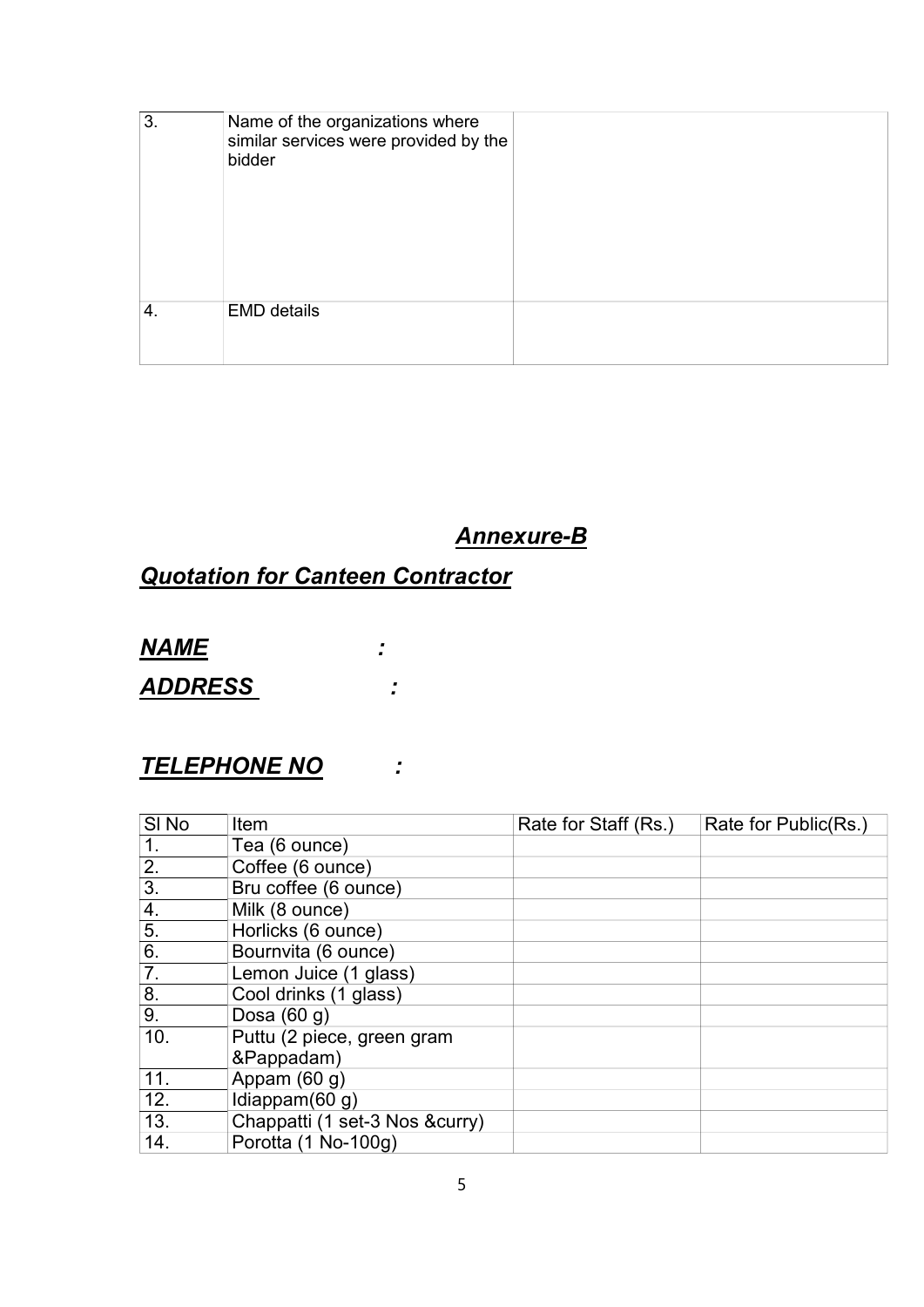| 3. | Name of the organizations where similar services were provided by the bidder | |
|---|---|---|
| 4. | EMD details | |

## ***Annexure-B***

## ***Quotation for Canteen Contractor***

***NAME :***

***ADDRESS :***

***TELEPHONE NO :***

| Sl No | Item | Rate for Staff (Rs.) | Rate for Public(Rs.) |
|---|---|---|---|
| 1. | Tea (6 ounce) | | |
| 2. | Coffee (6 ounce) | | |
| 3. | Bru coffee (6 ounce) | | |
| 4. | Milk (8 ounce) | | |
| 5. | Horlicks (6 ounce) | | |
| 6. | Bournvita (6 ounce) | | |
| 7. | Lemon Juice (1 glass) | | |
| 8. | Cool drinks (1 glass) | | |
| 9. | Dosa (60 g) | | |
| 10. | Puttu (2 piece, green gram &Pappadam) | | |
| 11. | Appam (60 g) | | |
| 12. | Idiappam(60 g) | | |
| 13. | Chappatti (1 set-3 Nos &curry) | | |
| 14. | Porotta (1 No-100g) | | |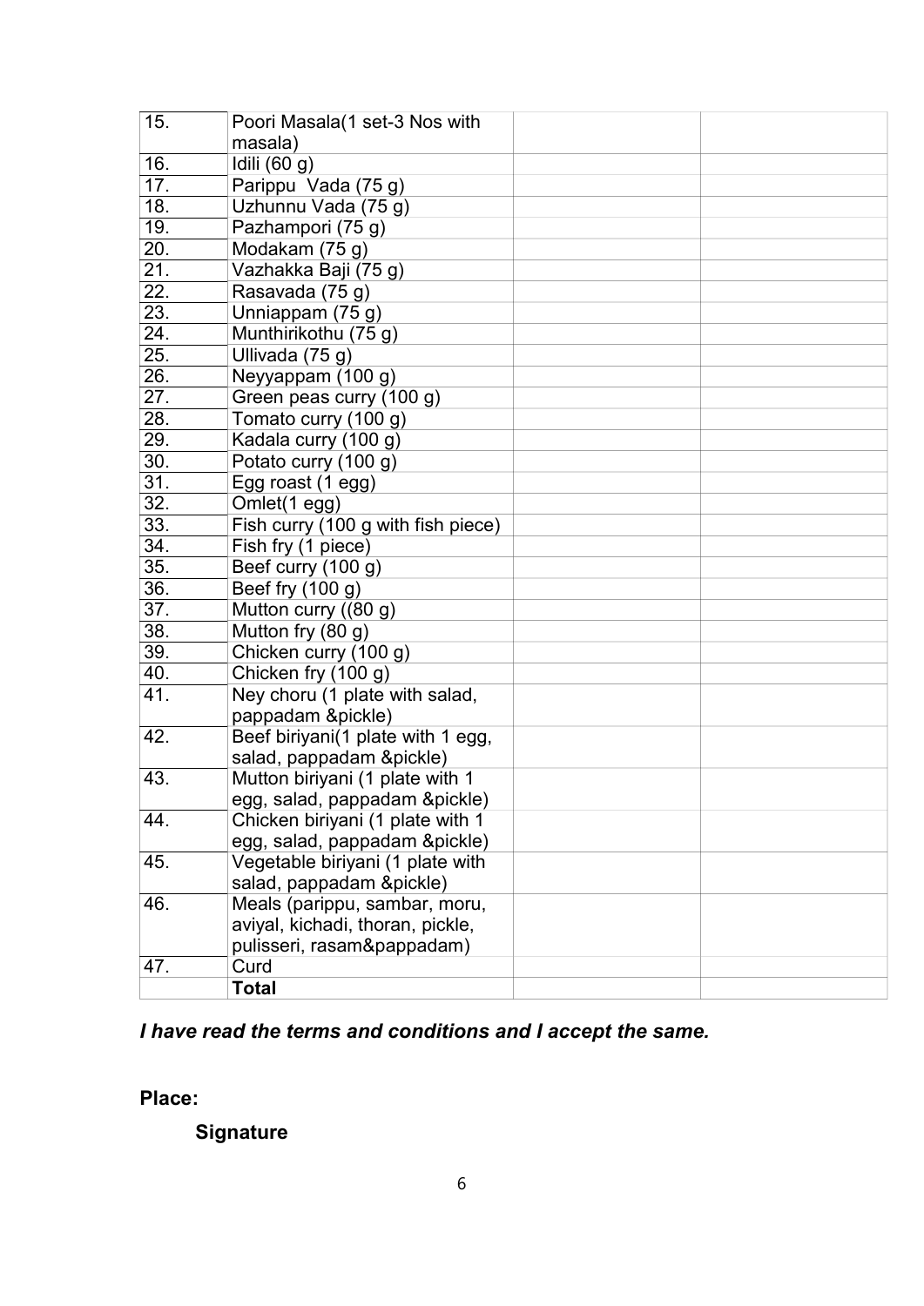| | | | |
|---|---|---|---|
| 15. | Poori Masala(1 set-3 Nos with masala) | | |
| 16. | Idili (60 g) | | |
| 17. | Parippu Vada (75 g) | | |
| 18. | Uzhunnu Vada (75 g) | | |
| 19. | Pazhampori (75 g) | | |
| 20. | Modakam (75 g) | | |
| 21. | Vazhakka Baji (75 g) | | |
| 22. | Rasavada (75 g) | | |
| 23. | Unniappam (75 g) | | |
| 24. | Munthirikothu (75 g) | | |
| 25. | Ullivada (75 g) | | |
| 26. | Neyyappam (100 g) | | |
| 27. | Green peas curry (100 g) | | |
| 28. | Tomato curry (100 g) | | |
| 29. | Kadala curry (100 g) | | |
| 30. | Potato curry (100 g) | | |
| 31. | Egg roast (1 egg) | | |
| 32. | Omlet(1 egg) | | |
| 33. | Fish curry (100 g with fish piece) | | |
| 34. | Fish fry (1 piece) | | |
| 35. | Beef curry (100 g) | | |
| 36. | Beef fry (100 g) | | |
| 37. | Mutton curry ((80 g) | | |
| 38. | Mutton fry (80 g) | | |
| 39. | Chicken curry (100 g) | | |
| 40. | Chicken fry (100 g) | | |
| 41. | Ney choru (1 plate with salad, pappadam &pickle) | | |
| 42. | Beef biriyani(1 plate with 1 egg, salad, pappadam &pickle) | | |
| 43. | Mutton biriyani (1 plate with 1 egg, salad, pappadam &pickle) | | |
| 44. | Chicken biriyani (1 plate with 1 egg, salad, pappadam &pickle) | | |
| 45. | Vegetable biriyani (1 plate with salad, pappadam &pickle) | | |
| 46. | Meals (parippu, sambar, moru, aviyal, kichadi, thoran, pickle, pulisseri, rasam&pappadam) | | |
| 47. | Curd | | |
| | **Total** | | |

***I have read the terms and conditions and I accept the same.***

**Place:**

**Signature**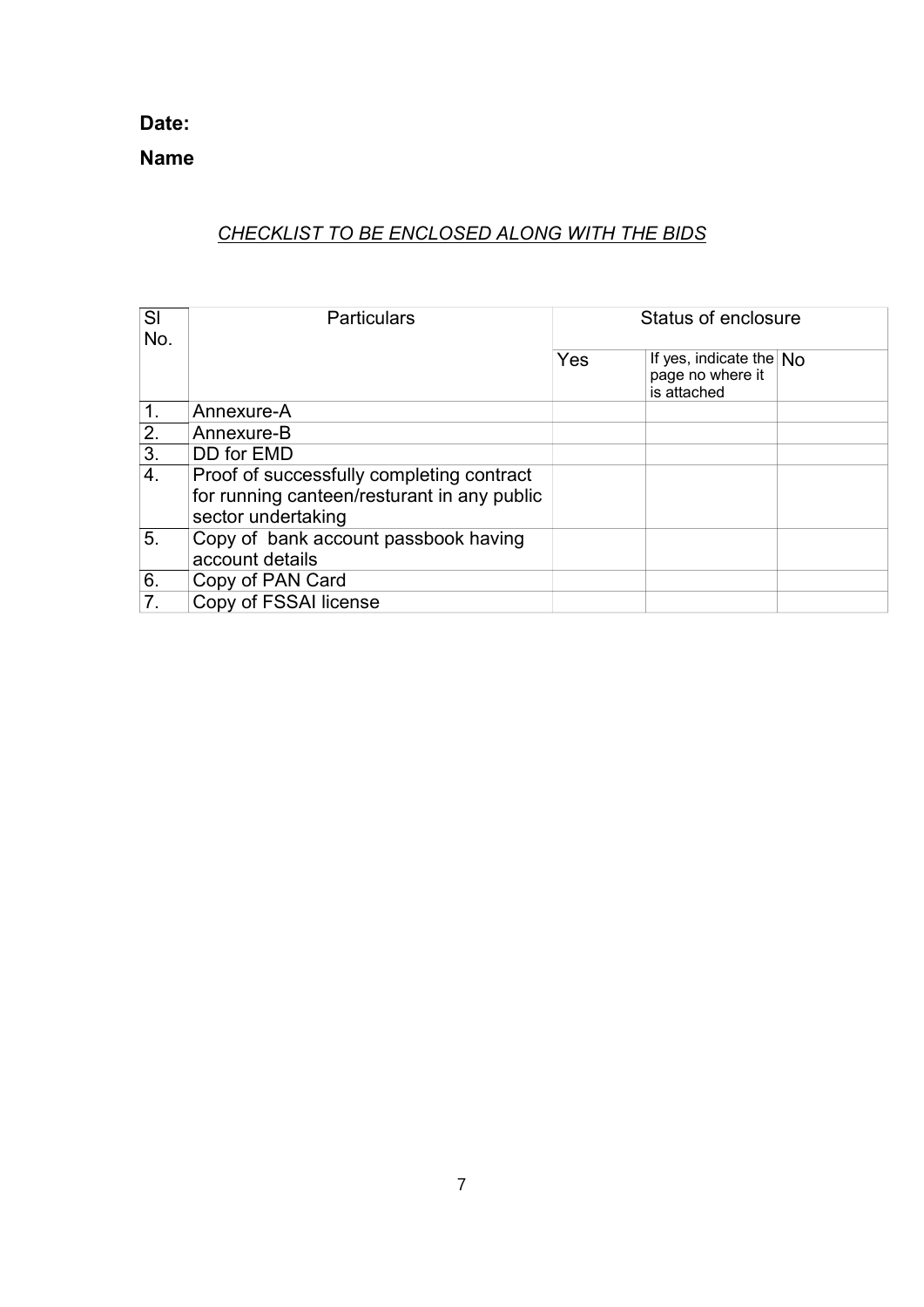**Date:**

**Name**

*CHECKLIST TO BE ENCLOSED ALONG WITH THE BIDS*

| Sl No. | Particulars | Status of enclosure | | |
|---|---|---|---|---|
| | | Yes | If yes, indicate the page no where it is attached | No |
| 1. | Annexure-A | | | |
| 2. | Annexure-B | | | |
| 3. | DD for EMD | | | |
| 4. | Proof of successfully completing contract for running canteen/resturant in any public sector undertaking | | | |
| 5. | Copy of bank account passbook having account details | | | |
| 6. | Copy of PAN Card | | | |
| 7. | Copy of FSSAI license | | | |